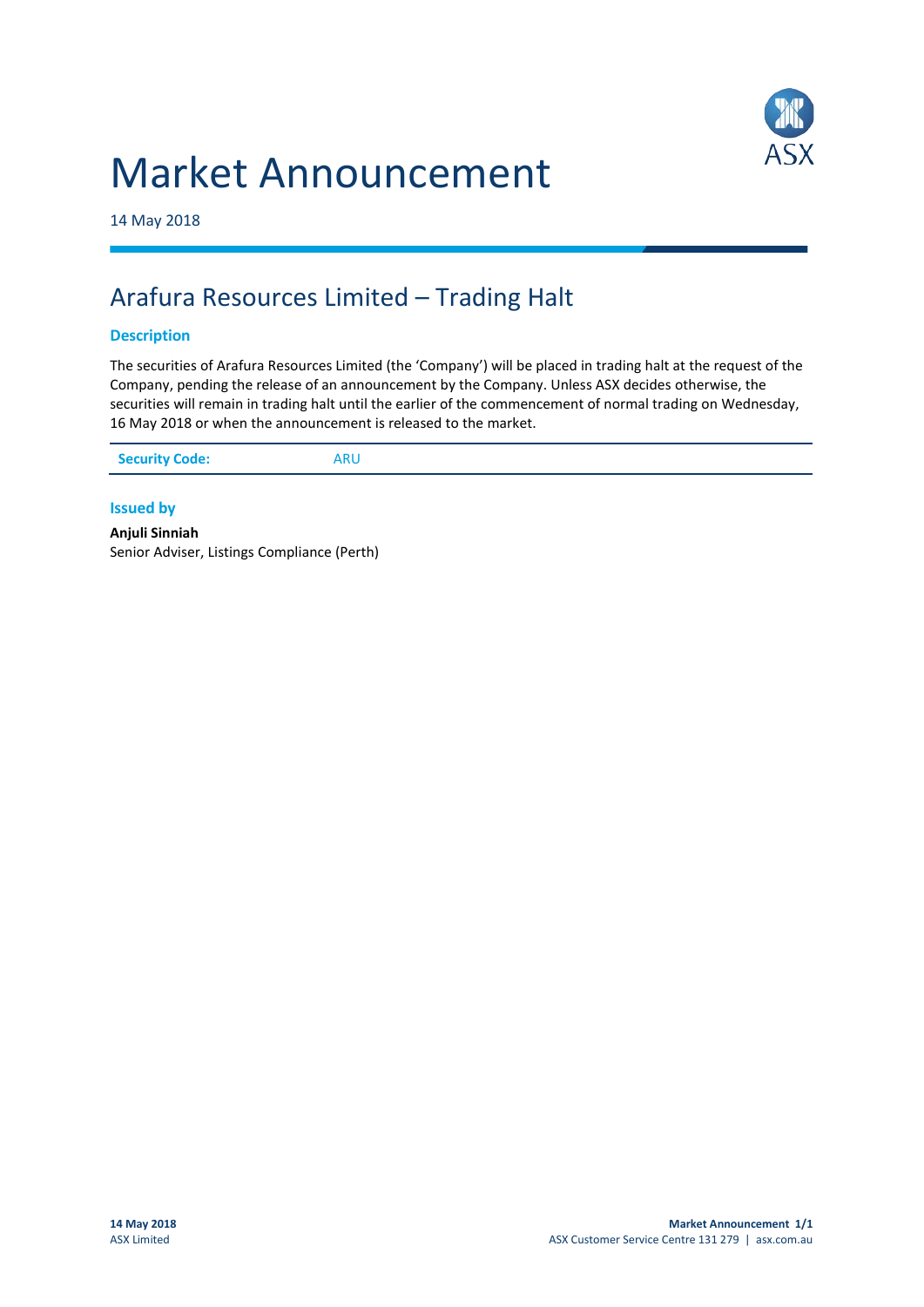# Market Announcement

14 May 2018

## Arafura Resources Limited – Trading Halt

### Description

The securities of Arafura Resources Limited (the 'Company') will be placed in trading halt at the request of the Company, pending the release of an announcement by the Company. Unless ASX decides otherwise, the securities will remain in trading halt until the earlier of the commencement of normal trading on Wednesday, 16 May 2018 or when the announcement is released to the market.

| **Security Code:** | ARU |
| --- | --- |

### Issued by

**Anjuli Sinniah**
Senior Adviser, Listings Compliance (Perth)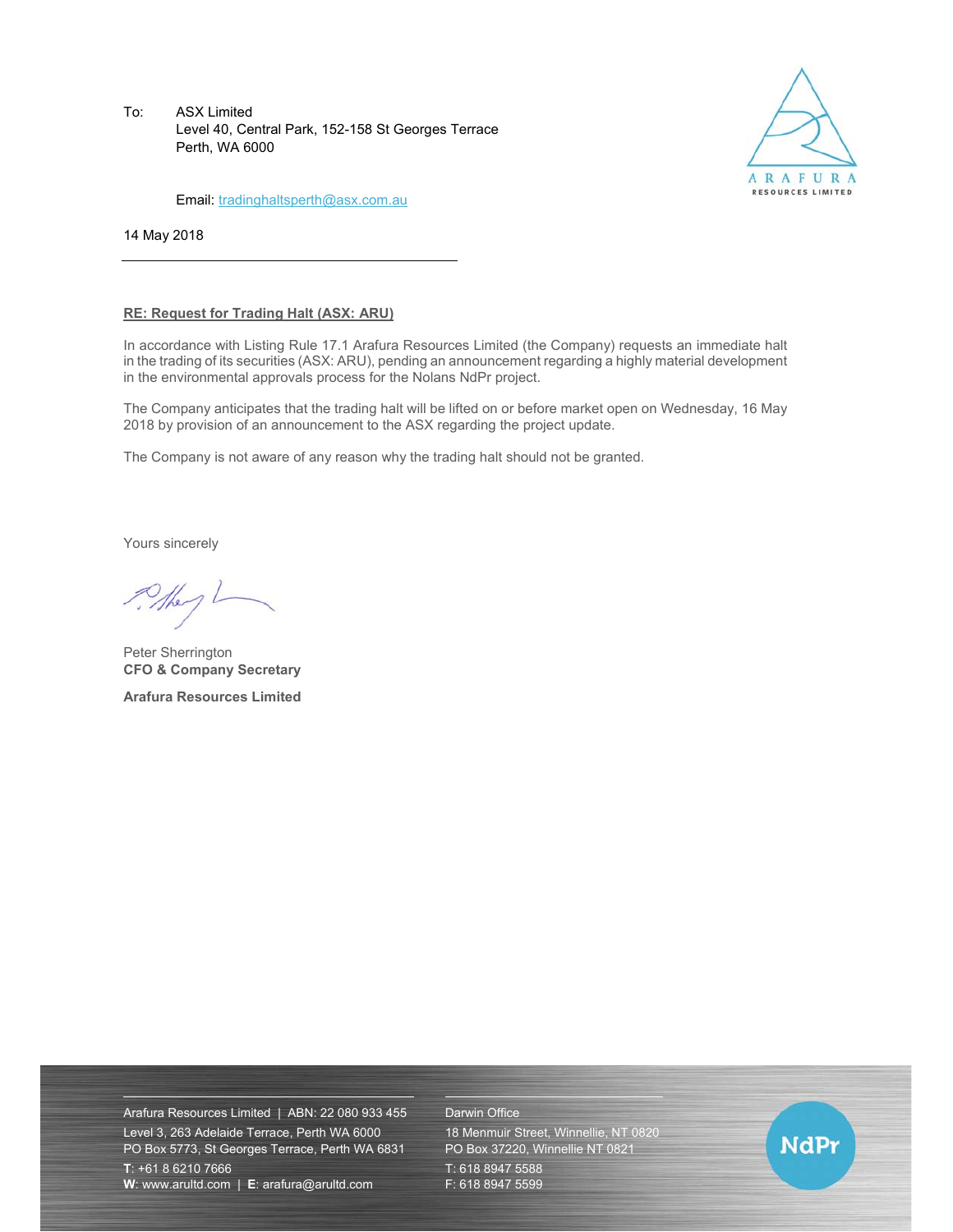To: ASX Limited
Level 40, Central Park, 152-158 St Georges Terrace
Perth, WA 6000

Email: tradinghaltsperth@asx.com.au

14 May 2018

**RE: Request for Trading Halt (ASX: ARU)**

In accordance with Listing Rule 17.1 Arafura Resources Limited (the Company) requests an immediate halt in the trading of its securities (ASX: ARU), pending an announcement regarding a highly material development in the environmental approvals process for the Nolans NdPr project.

The Company anticipates that the trading halt will be lifted on or before market open on Wednesday, 16 May 2018 by provision of an announcement to the ASX regarding the project update.

The Company is not aware of any reason why the trading halt should not be granted.

Yours sincerely

Peter Sherrington
**CFO & Company Secretary**

**Arafura Resources Limited**

Arafura Resources Limited | ABN: 22 080 933 455
Level 3, 263 Adelaide Terrace, Perth WA 6000
PO Box 5773, St Georges Terrace, Perth WA 6831
**T**: +61 8 6210 7666
**W**: www.arultd.com | **E**: arafura@arultd.com

Darwin Office
18 Menmuir Street, Winnellie, NT 0820
PO Box 37220, Winnellie NT 0821
T: 618 8947 5588
F: 618 8947 5599